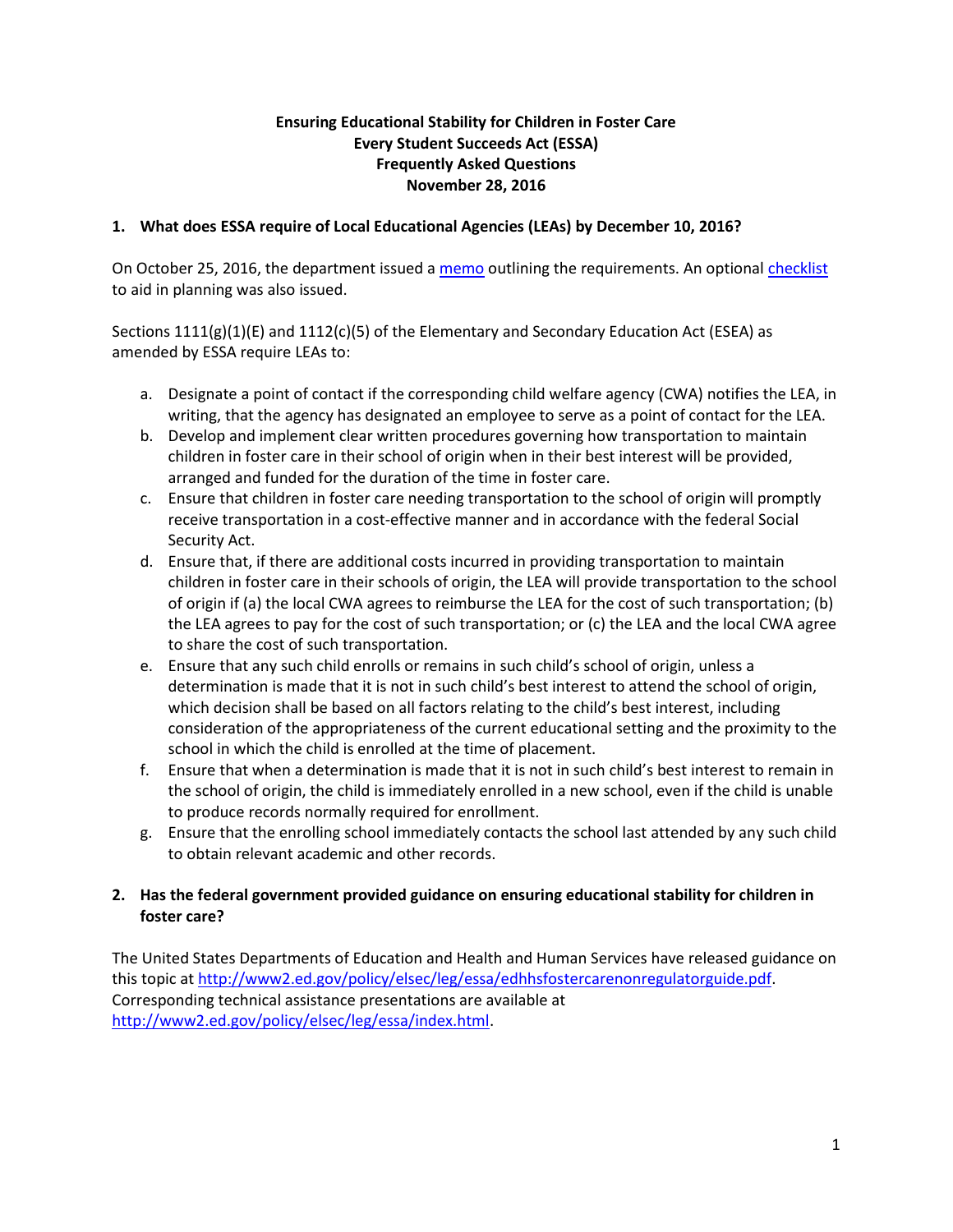**Ensuring Educational Stability for Children in Foster Care**
**Every Student Succeeds Act (ESSA)**
**Frequently Asked Questions**
**November 28, 2016**

## 1. What does ESSA require of Local Educational Agencies (LEAs) by December 10, 2016?

On October 25, 2016, the department issued a memo outlining the requirements. An optional checklist to aid in planning was also issued.

Sections 1111(g)(1)(E) and 1112(c)(5) of the Elementary and Secondary Education Act (ESEA) as amended by ESSA require LEAs to:

a. Designate a point of contact if the corresponding child welfare agency (CWA) notifies the LEA, in writing, that the agency has designated an employee to serve as a point of contact for the LEA.
b. Develop and implement clear written procedures governing how transportation to maintain children in foster care in their school of origin when in their best interest will be provided, arranged and funded for the duration of the time in foster care.
c. Ensure that children in foster care needing transportation to the school of origin will promptly receive transportation in a cost-effective manner and in accordance with the federal Social Security Act.
d. Ensure that, if there are additional costs incurred in providing transportation to maintain children in foster care in their schools of origin, the LEA will provide transportation to the school of origin if (a) the local CWA agrees to reimburse the LEA for the cost of such transportation; (b) the LEA agrees to pay for the cost of such transportation; or (c) the LEA and the local CWA agree to share the cost of such transportation.
e. Ensure that any such child enrolls or remains in such child's school of origin, unless a determination is made that it is not in such child's best interest to attend the school of origin, which decision shall be based on all factors relating to the child's best interest, including consideration of the appropriateness of the current educational setting and the proximity to the school in which the child is enrolled at the time of placement.
f. Ensure that when a determination is made that it is not in such child's best interest to remain in the school of origin, the child is immediately enrolled in a new school, even if the child is unable to produce records normally required for enrollment.
g. Ensure that the enrolling school immediately contacts the school last attended by any such child to obtain relevant academic and other records.

## 2. Has the federal government provided guidance on ensuring educational stability for children in foster care?

The United States Departments of Education and Health and Human Services have released guidance on this topic at http://www2.ed.gov/policy/elsec/leg/essa/edhhsfostercarenonregulatorguide.pdf. Corresponding technical assistance presentations are available at http://www2.ed.gov/policy/elsec/leg/essa/index.html.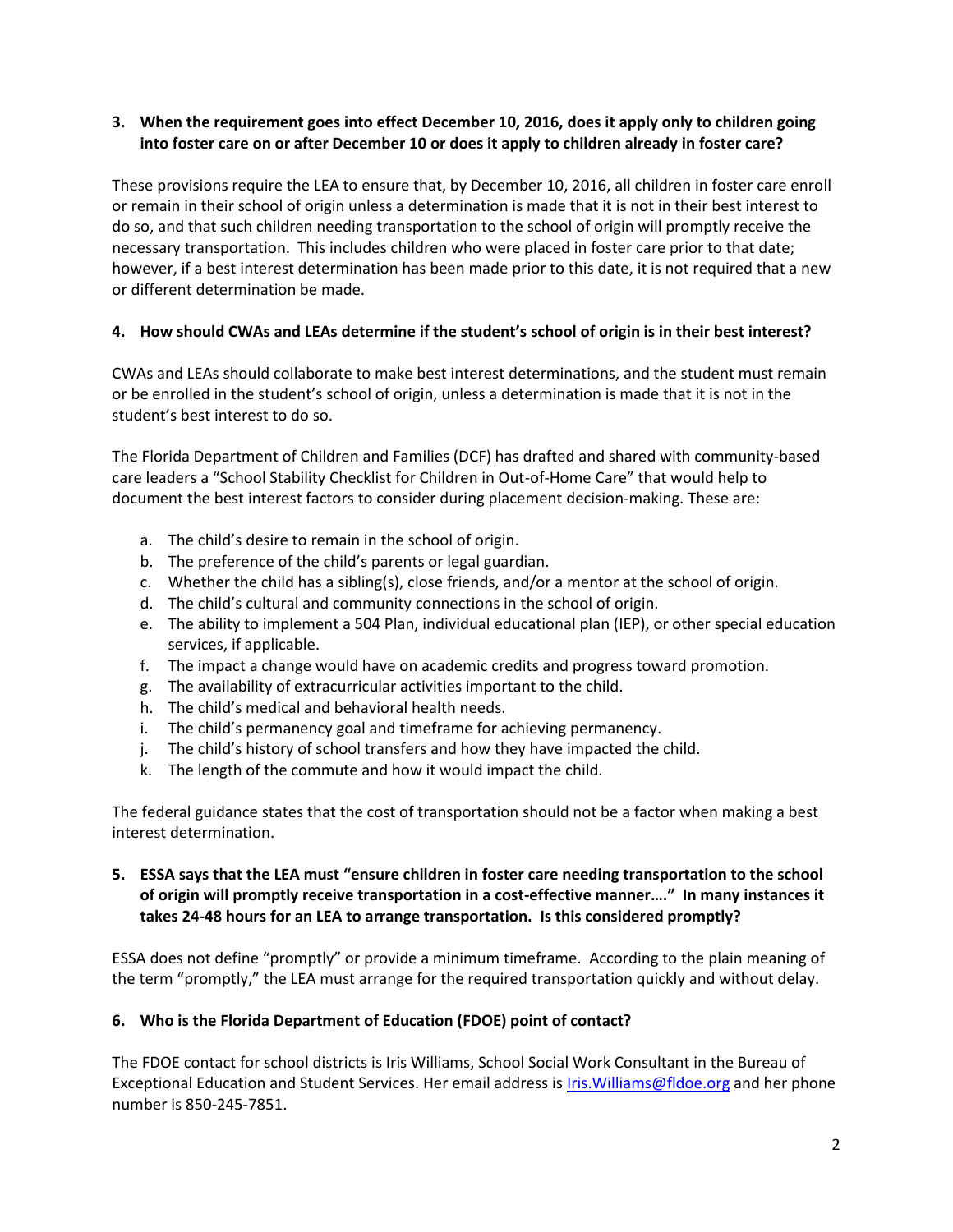**3. When the requirement goes into effect December 10, 2016, does it apply only to children going into foster care on or after December 10 or does it apply to children already in foster care?**

These provisions require the LEA to ensure that, by December 10, 2016, all children in foster care enroll or remain in their school of origin unless a determination is made that it is not in their best interest to do so, and that such children needing transportation to the school of origin will promptly receive the necessary transportation. This includes children who were placed in foster care prior to that date; however, if a best interest determination has been made prior to this date, it is not required that a new or different determination be made.

**4. How should CWAs and LEAs determine if the student's school of origin is in their best interest?**

CWAs and LEAs should collaborate to make best interest determinations, and the student must remain or be enrolled in the student's school of origin, unless a determination is made that it is not in the student's best interest to do so.

The Florida Department of Children and Families (DCF) has drafted and shared with community-based care leaders a "School Stability Checklist for Children in Out-of-Home Care" that would help to document the best interest factors to consider during placement decision-making. These are:

a. The child's desire to remain in the school of origin.
b. The preference of the child's parents or legal guardian.
c. Whether the child has a sibling(s), close friends, and/or a mentor at the school of origin.
d. The child's cultural and community connections in the school of origin.
e. The ability to implement a 504 Plan, individual educational plan (IEP), or other special education services, if applicable.
f. The impact a change would have on academic credits and progress toward promotion.
g. The availability of extracurricular activities important to the child.
h. The child's medical and behavioral health needs.
i. The child's permanency goal and timeframe for achieving permanency.
j. The child's history of school transfers and how they have impacted the child.
k. The length of the commute and how it would impact the child.

The federal guidance states that the cost of transportation should not be a factor when making a best interest determination.

**5. ESSA says that the LEA must "ensure children in foster care needing transportation to the school of origin will promptly receive transportation in a cost-effective manner…." In many instances it takes 24-48 hours for an LEA to arrange transportation. Is this considered promptly?**

ESSA does not define "promptly" or provide a minimum timeframe. According to the plain meaning of the term "promptly," the LEA must arrange for the required transportation quickly and without delay.

**6. Who is the Florida Department of Education (FDOE) point of contact?**

The FDOE contact for school districts is Iris Williams, School Social Work Consultant in the Bureau of Exceptional Education and Student Services. Her email address is [Iris.Williams@fldoe.org](mailto:Iris.Williams@fldoe.org) and her phone number is 850-245-7851.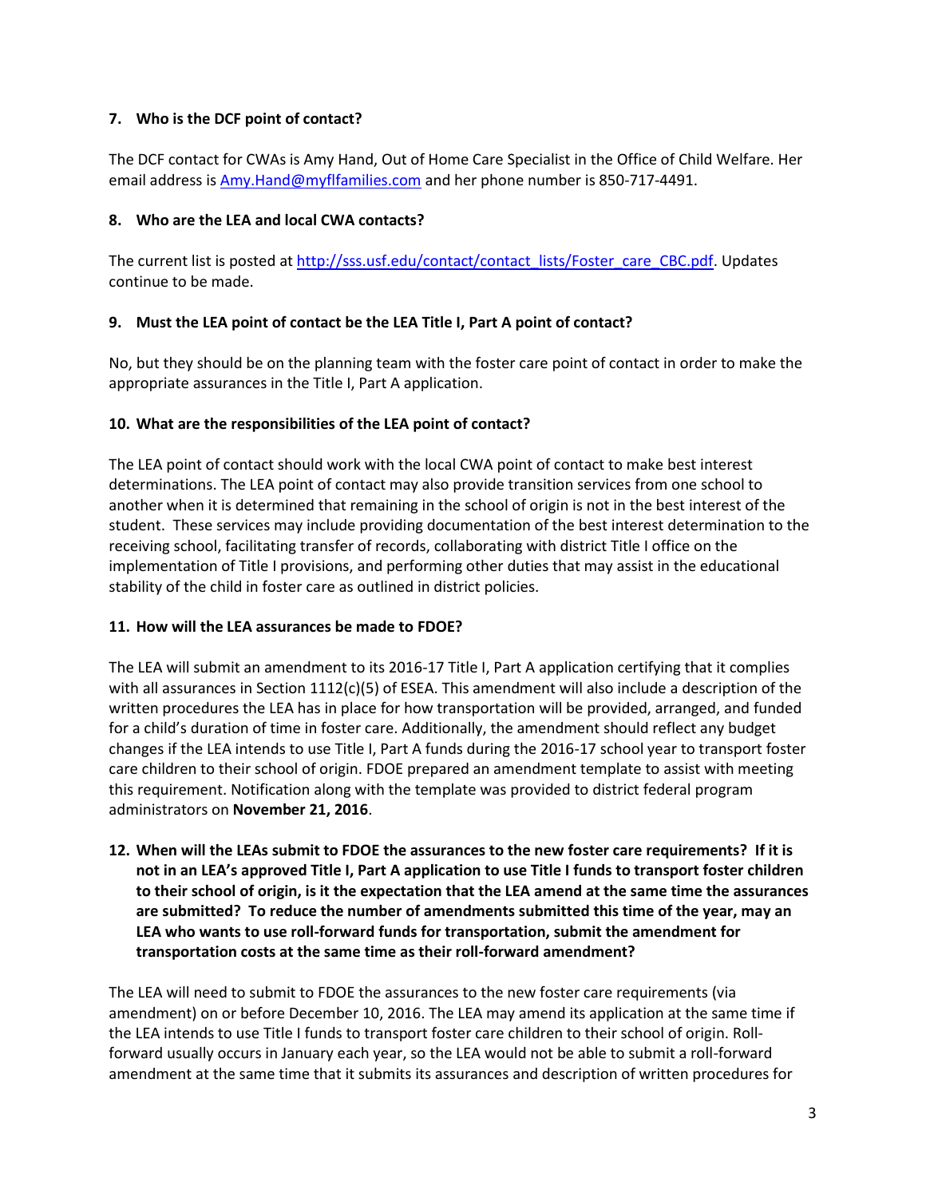**7. Who is the DCF point of contact?**

The DCF contact for CWAs is Amy Hand, Out of Home Care Specialist in the Office of Child Welfare. Her email address is [Amy.Hand@myflfamilies.com](mailto:Amy.Hand@myflfamilies.com) and her phone number is 850-717-4491.

**8. Who are the LEA and local CWA contacts?**

The current list is posted at [http://sss.usf.edu/contact/contact_lists/Foster_care_CBC.pdf](http://sss.usf.edu/contact/contact_lists/Foster_care_CBC.pdf). Updates continue to be made.

**9. Must the LEA point of contact be the LEA Title I, Part A point of contact?**

No, but they should be on the planning team with the foster care point of contact in order to make the appropriate assurances in the Title I, Part A application.

**10. What are the responsibilities of the LEA point of contact?**

The LEA point of contact should work with the local CWA point of contact to make best interest determinations. The LEA point of contact may also provide transition services from one school to another when it is determined that remaining in the school of origin is not in the best interest of the student. These services may include providing documentation of the best interest determination to the receiving school, facilitating transfer of records, collaborating with district Title I office on the implementation of Title I provisions, and performing other duties that may assist in the educational stability of the child in foster care as outlined in district policies.

**11. How will the LEA assurances be made to FDOE?**

The LEA will submit an amendment to its 2016-17 Title I, Part A application certifying that it complies with all assurances in Section 1112(c)(5) of ESEA. This amendment will also include a description of the written procedures the LEA has in place for how transportation will be provided, arranged, and funded for a child's duration of time in foster care. Additionally, the amendment should reflect any budget changes if the LEA intends to use Title I, Part A funds during the 2016-17 school year to transport foster care children to their school of origin. FDOE prepared an amendment template to assist with meeting this requirement. Notification along with the template was provided to district federal program administrators on **November 21, 2016**.

**12. When will the LEAs submit to FDOE the assurances to the new foster care requirements? If it is not in an LEA's approved Title I, Part A application to use Title I funds to transport foster children to their school of origin, is it the expectation that the LEA amend at the same time the assurances are submitted? To reduce the number of amendments submitted this time of the year, may an LEA who wants to use roll-forward funds for transportation, submit the amendment for transportation costs at the same time as their roll-forward amendment?**

The LEA will need to submit to FDOE the assurances to the new foster care requirements (via amendment) on or before December 10, 2016. The LEA may amend its application at the same time if the LEA intends to use Title I funds to transport foster care children to their school of origin. Roll-forward usually occurs in January each year, so the LEA would not be able to submit a roll-forward amendment at the same time that it submits its assurances and description of written procedures for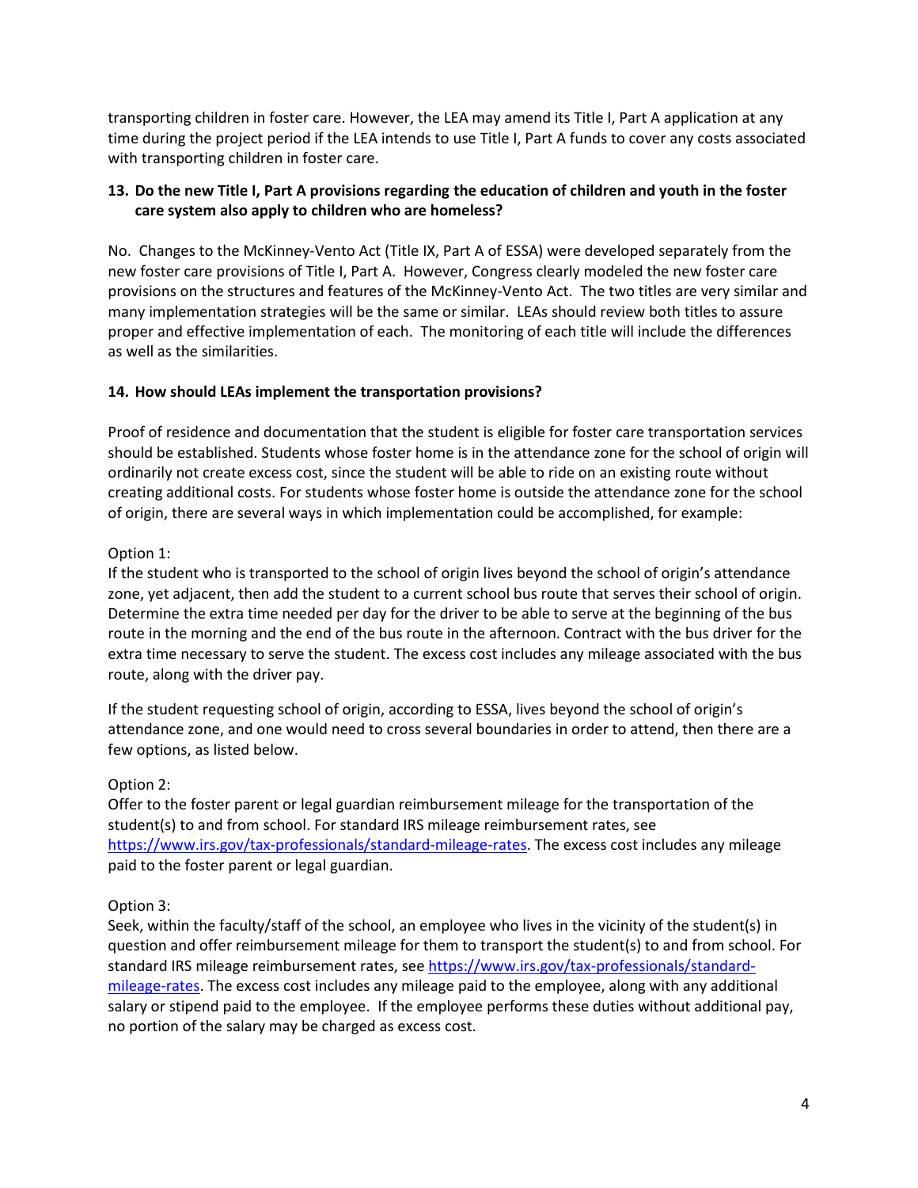transporting children in foster care. However, the LEA may amend its Title I, Part A application at any time during the project period if the LEA intends to use Title I, Part A funds to cover any costs associated with transporting children in foster care.

**13. Do the new Title I, Part A provisions regarding the education of children and youth in the foster care system also apply to children who are homeless?**

No. Changes to the McKinney-Vento Act (Title IX, Part A of ESSA) were developed separately from the new foster care provisions of Title I, Part A. However, Congress clearly modeled the new foster care provisions on the structures and features of the McKinney-Vento Act. The two titles are very similar and many implementation strategies will be the same or similar. LEAs should review both titles to assure proper and effective implementation of each. The monitoring of each title will include the differences as well as the similarities.

**14. How should LEAs implement the transportation provisions?**

Proof of residence and documentation that the student is eligible for foster care transportation services should be established. Students whose foster home is in the attendance zone for the school of origin will ordinarily not create excess cost, since the student will be able to ride on an existing route without creating additional costs. For students whose foster home is outside the attendance zone for the school of origin, there are several ways in which implementation could be accomplished, for example:

Option 1:
If the student who is transported to the school of origin lives beyond the school of origin's attendance zone, yet adjacent, then add the student to a current school bus route that serves their school of origin. Determine the extra time needed per day for the driver to be able to serve at the beginning of the bus route in the morning and the end of the bus route in the afternoon. Contract with the bus driver for the extra time necessary to serve the student. The excess cost includes any mileage associated with the bus route, along with the driver pay.

If the student requesting school of origin, according to ESSA, lives beyond the school of origin's attendance zone, and one would need to cross several boundaries in order to attend, then there are a few options, as listed below.

Option 2:
Offer to the foster parent or legal guardian reimbursement mileage for the transportation of the student(s) to and from school. For standard IRS mileage reimbursement rates, see [https://www.irs.gov/tax-professionals/standard-mileage-rates](https://www.irs.gov/tax-professionals/standard-mileage-rates). The excess cost includes any mileage paid to the foster parent or legal guardian.

Option 3:
Seek, within the faculty/staff of the school, an employee who lives in the vicinity of the student(s) in question and offer reimbursement mileage for them to transport the student(s) to and from school. For standard IRS mileage reimbursement rates, see [https://www.irs.gov/tax-professionals/standard-mileage-rates](https://www.irs.gov/tax-professionals/standard-mileage-rates). The excess cost includes any mileage paid to the employee, along with any additional salary or stipend paid to the employee. If the employee performs these duties without additional pay, no portion of the salary may be charged as excess cost.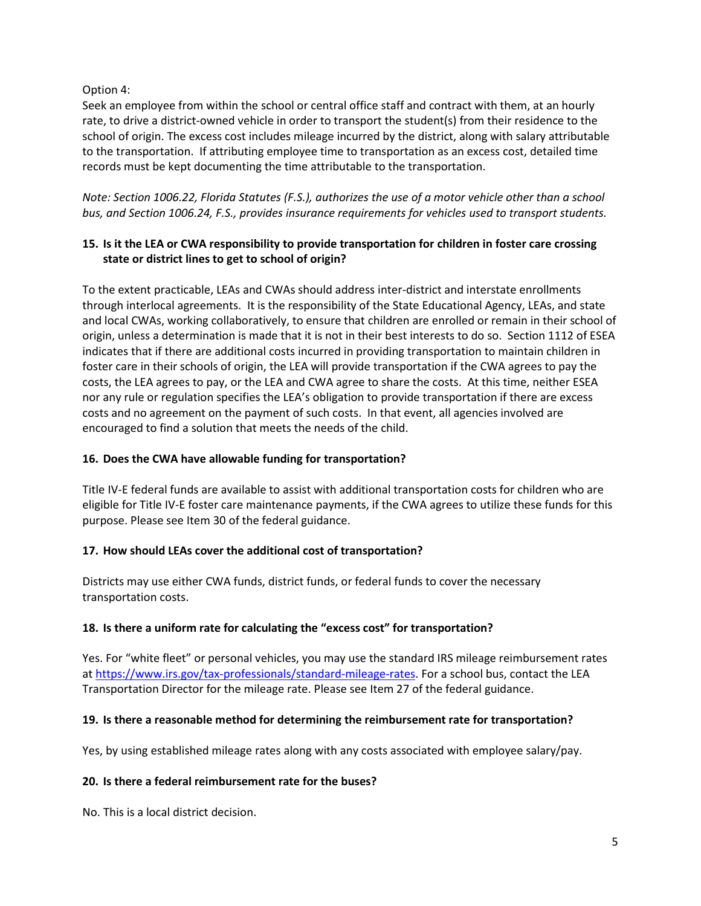Option 4:
Seek an employee from within the school or central office staff and contract with them, at an hourly rate, to drive a district-owned vehicle in order to transport the student(s) from their residence to the school of origin. The excess cost includes mileage incurred by the district, along with salary attributable to the transportation. If attributing employee time to transportation as an excess cost, detailed time records must be kept documenting the time attributable to the transportation.

*Note: Section 1006.22, Florida Statutes (F.S.), authorizes the use of a motor vehicle other than a school bus, and Section 1006.24, F.S., provides insurance requirements for vehicles used to transport students.*

**15. Is it the LEA or CWA responsibility to provide transportation for children in foster care crossing state or district lines to get to school of origin?**

To the extent practicable, LEAs and CWAs should address inter-district and interstate enrollments through interlocal agreements. It is the responsibility of the State Educational Agency, LEAs, and state and local CWAs, working collaboratively, to ensure that children are enrolled or remain in their school of origin, unless a determination is made that it is not in their best interests to do so. Section 1112 of ESEA indicates that if there are additional costs incurred in providing transportation to maintain children in foster care in their schools of origin, the LEA will provide transportation if the CWA agrees to pay the costs, the LEA agrees to pay, or the LEA and CWA agree to share the costs. At this time, neither ESEA nor any rule or regulation specifies the LEA's obligation to provide transportation if there are excess costs and no agreement on the payment of such costs. In that event, all agencies involved are encouraged to find a solution that meets the needs of the child.

**16. Does the CWA have allowable funding for transportation?**

Title IV-E federal funds are available to assist with additional transportation costs for children who are eligible for Title IV-E foster care maintenance payments, if the CWA agrees to utilize these funds for this purpose. Please see Item 30 of the federal guidance.

**17. How should LEAs cover the additional cost of transportation?**

Districts may use either CWA funds, district funds, or federal funds to cover the necessary transportation costs.

**18. Is there a uniform rate for calculating the "excess cost" for transportation?**

Yes. For "white fleet" or personal vehicles, you may use the standard IRS mileage reimbursement rates at https://www.irs.gov/tax-professionals/standard-mileage-rates. For a school bus, contact the LEA Transportation Director for the mileage rate. Please see Item 27 of the federal guidance.

**19. Is there a reasonable method for determining the reimbursement rate for transportation?**

Yes, by using established mileage rates along with any costs associated with employee salary/pay.

**20. Is there a federal reimbursement rate for the buses?**

No. This is a local district decision.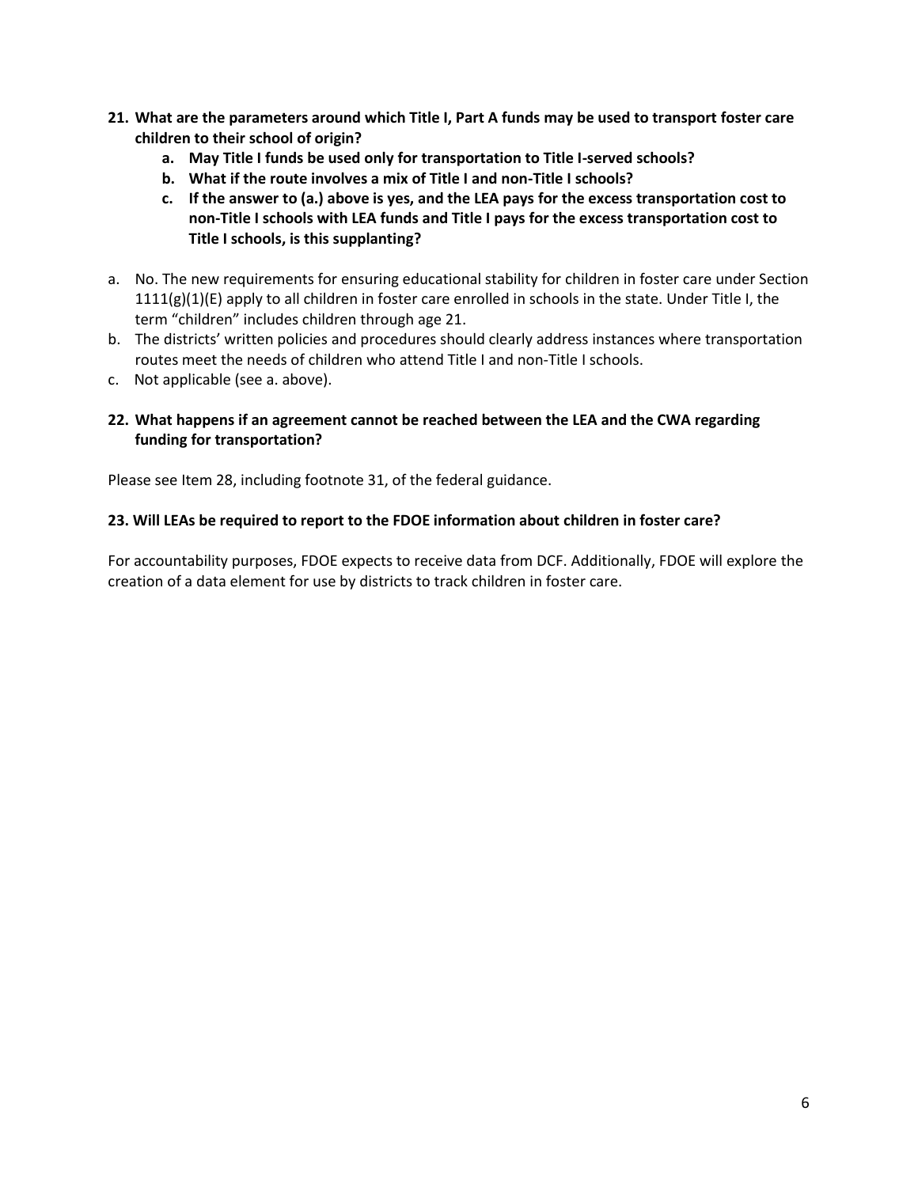**21. What are the parameters around which Title I, Part A funds may be used to transport foster care children to their school of origin?**

   - **a. May Title I funds be used only for transportation to Title I-served schools?**
   - **b. What if the route involves a mix of Title I and non-Title I schools?**
   - **c. If the answer to (a.) above is yes, and the LEA pays for the excess transportation cost to non-Title I schools with LEA funds and Title I pays for the excess transportation cost to Title I schools, is this supplanting?**

a. No. The new requirements for ensuring educational stability for children in foster care under Section 1111(g)(1)(E) apply to all children in foster care enrolled in schools in the state. Under Title I, the term "children" includes children through age 21.

b. The districts' written policies and procedures should clearly address instances where transportation routes meet the needs of children who attend Title I and non-Title I schools.

c. Not applicable (see a. above).

**22. What happens if an agreement cannot be reached between the LEA and the CWA regarding funding for transportation?**

Please see Item 28, including footnote 31, of the federal guidance.

**23. Will LEAs be required to report to the FDOE information about children in foster care?**

For accountability purposes, FDOE expects to receive data from DCF. Additionally, FDOE will explore the creation of a data element for use by districts to track children in foster care.